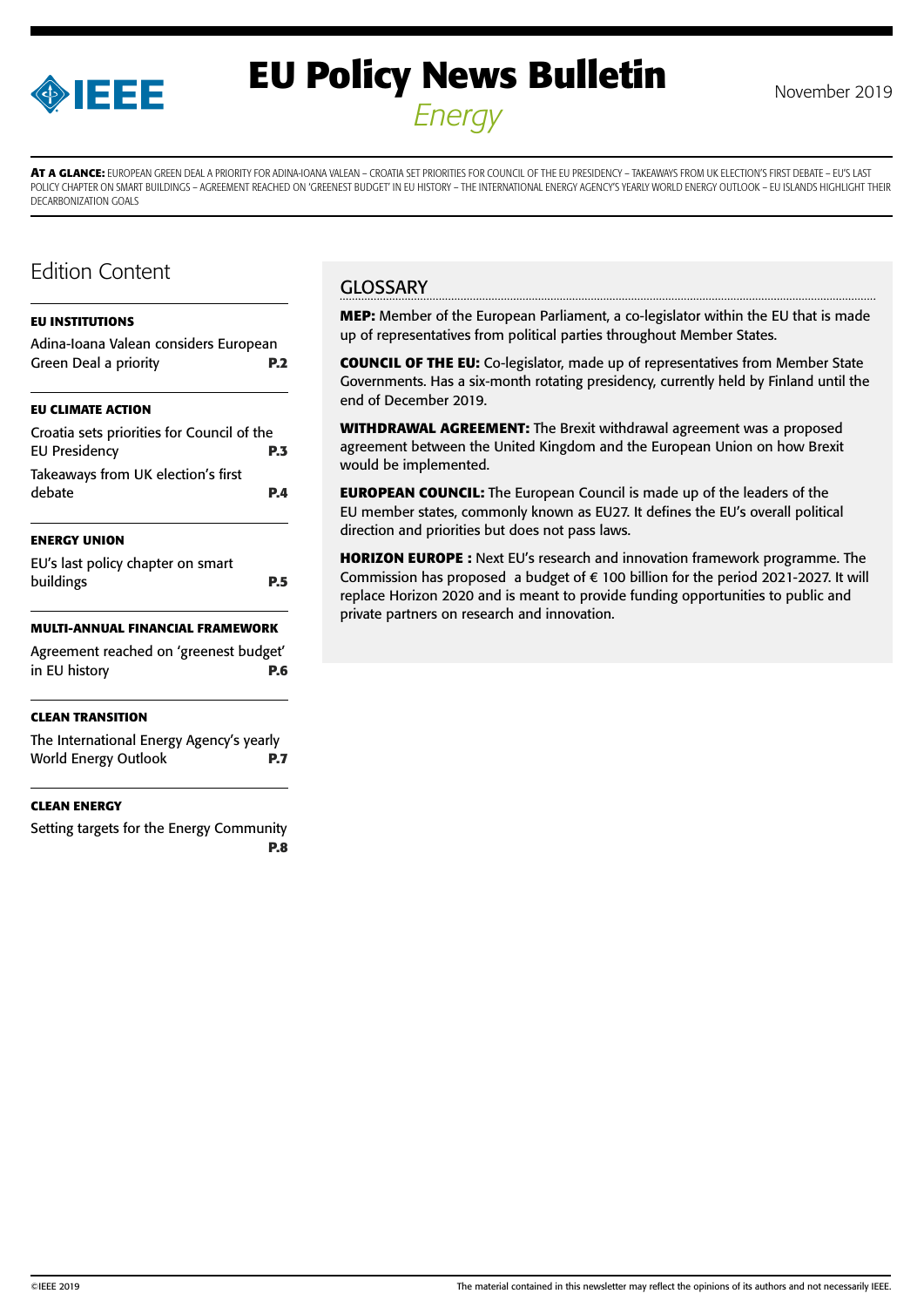# EU Policy News Bulletin

*Energy*

November 2019

**AT A GLANCE:** EUROPEAN GREEN DEAL A PRIORITY FOR ADINA-IOANA VALEAN – CROATIA SET PRIORITIES FOR COUNCIL OF THE EU PRESIDENCY – TAKEAWAYS FROM UK ELECTION'S FIRST DEBATE – EU'S LAST POLICY CHAPTER ON SMART BUILDINGS – AGREEMENT REACHED ON 'GREENEST BUDGET' IN EU HISTORY – THE INTERNATIONAL ENERGY AGENCY'S YEARLY WORLD ENERGY OUTLOOK – EU ISLANDS HIGHLIGHT THEIR DECARBONIZATION GOALS

## Edition Content

**EU INSTITUTIONS**

Adina-Ioana Valean considers European Green Deal a priority **P.2**

**EU CLIMATE ACTION**

Croatia sets priorities for Council of the EU Presidency **P.3**

Takeaways from UK election's first debate **P.4**

**ENERGY UNION**

EU's last policy chapter on smart buildings **P.5**

**MULTI-ANNUAL FINANCIAL FRAMEWORK**

Agreement reached on 'greenest budget' in EU history **P.6**

**CLEAN TRANSITION**

The International Energy Agency's yearly World Energy Outlook **P.7**

**CLEAN ENERGY**

Setting targets for the Energy Community **P.8**

## GLOSSARY

**MEP:** Member of the European Parliament, a co-legislator within the EU that is made up of representatives from political parties throughout Member States.

**COUNCIL OF THE EU:** Co-legislator, made up of representatives from Member State Governments. Has a six-month rotating presidency, currently held by Finland until the end of December 2019.

**WITHDRAWAL AGREEMENT:** The Brexit withdrawal agreement was a proposed agreement between the United Kingdom and the European Union on how Brexit would be implemented.

**EUROPEAN COUNCIL:** The European Council is made up of the leaders of the EU member states, commonly known as EU27. It defines the EU's overall political direction and priorities but does not pass laws.

**HORIZON EUROPE :** Next EU's research and innovation framework programme. The Commission has proposed a budget of € 100 billion for the period 2021-2027. It will replace Horizon 2020 and is meant to provide funding opportunities to public and private partners on research and innovation.

©IEEE 2019 The material contained in this newsletter may reflect the opinions of its authors and not necessarily IEEE.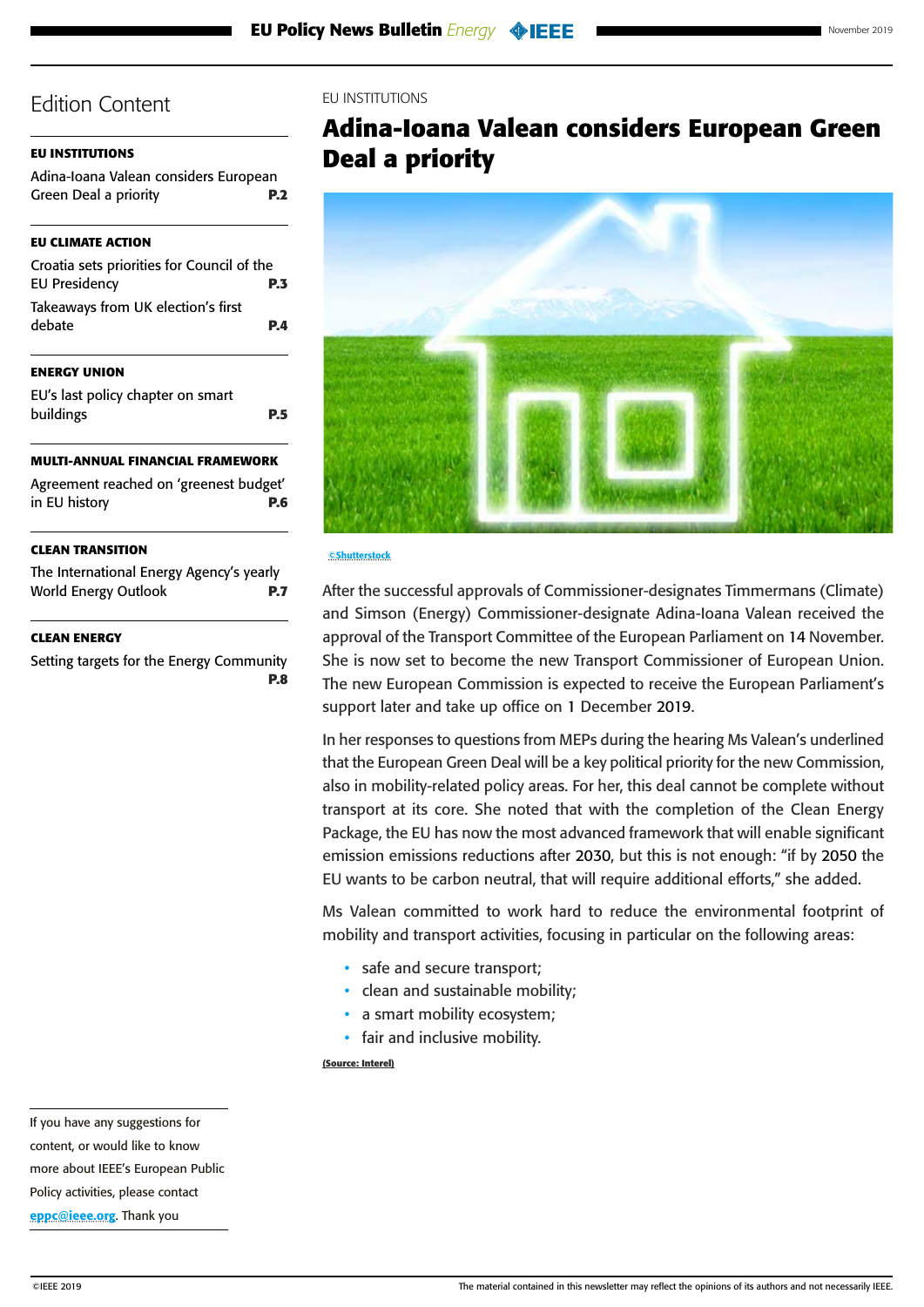## Edition Content

**EU INSTITUTIONS**

Adina-Ioana Valean considers European Green Deal a priority **P.2**

**EU CLIMATE ACTION**

Croatia sets priorities for Council of the EU Presidency **P.3**

Takeaways from UK election's first debate **P.4**

**ENERGY UNION**

EU's last policy chapter on smart buildings **P.5**

**MULTI-ANNUAL FINANCIAL FRAMEWORK**

Agreement reached on 'greenest budget' in EU history **P.6**

**CLEAN TRANSITION**

The International Energy Agency's yearly World Energy Outlook **P.7**

**CLEAN ENERGY**

Setting targets for the Energy Community **P.8**

If you have any suggestions for content, or would like to know more about IEEE's European Public Policy activities, please contact eppc@ieee.org. Thank you

EU INSTITUTIONS

# Adina-Ioana Valean considers European Green Deal a priority

©Shutterstock

After the successful approvals of Commissioner-designates Timmermans (Climate) and Simson (Energy) Commissioner-designate Adina-Ioana Valean received the approval of the Transport Committee of the European Parliament on 14 November. She is now set to become the new Transport Commissioner of European Union. The new European Commission is expected to receive the European Parliament's support later and take up office on 1 December 2019.

In her responses to questions from MEPs during the hearing Ms Valean's underlined that the European Green Deal will be a key political priority for the new Commission, also in mobility-related policy areas. For her, this deal cannot be complete without transport at its core. She noted that with the completion of the Clean Energy Package, the EU has now the most advanced framework that will enable significant emission emissions reductions after 2030, but this is not enough: "if by 2050 the EU wants to be carbon neutral, that will require additional efforts," she added.

Ms Valean committed to work hard to reduce the environmental footprint of mobility and transport activities, focusing in particular on the following areas:

- safe and secure transport;
- clean and sustainable mobility;
- a smart mobility ecosystem;
- fair and inclusive mobility.

(Source: Interel)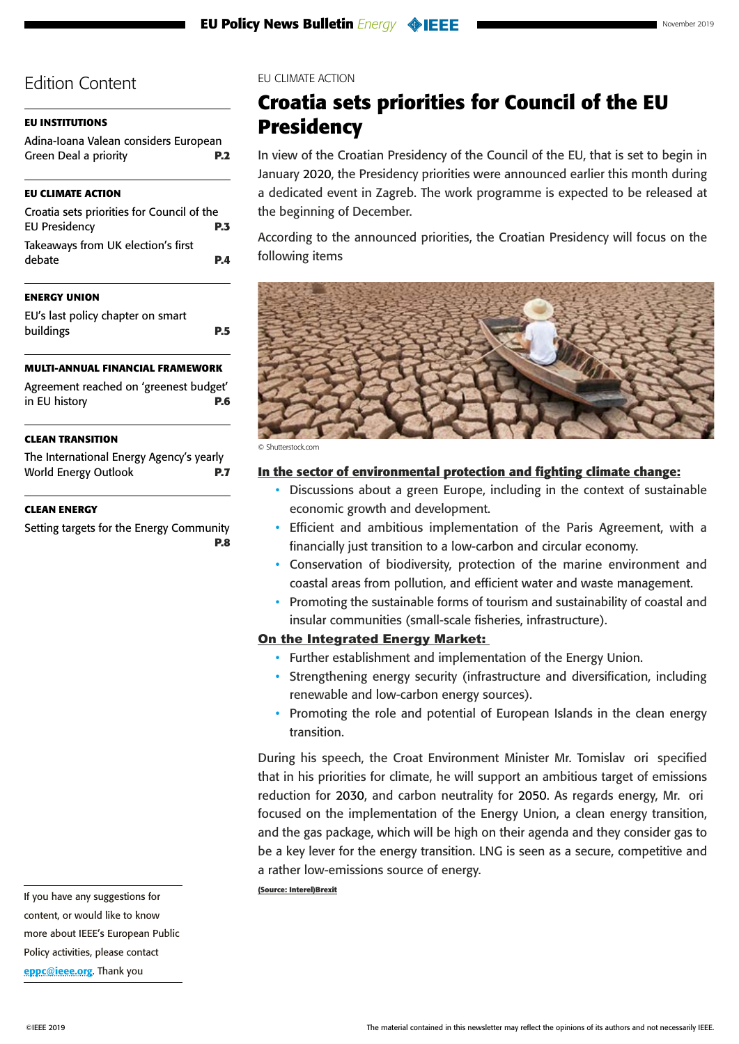## Edition Content

**EU INSTITUTIONS**

Adina-Ioana Valean considers European Green Deal a priority **P.2**

**EU CLIMATE ACTION**

Croatia sets priorities for Council of the EU Presidency **P.3**

Takeaways from UK election's first debate **P.4**

**ENERGY UNION**

EU's last policy chapter on smart buildings **P.5**

**MULTI-ANNUAL FINANCIAL FRAMEWORK**

Agreement reached on 'greenest budget' in EU history **P.6**

**CLEAN TRANSITION**

The International Energy Agency's yearly World Energy Outlook **P.7**

**CLEAN ENERGY**

Setting targets for the Energy Community **P.8**

If you have any suggestions for content, or would like to know more about IEEE's European Public Policy activities, please contact **eppc@ieee.org**. Thank you

EU CLIMATE ACTION

# Croatia sets priorities for Council of the EU Presidency

In view of the Croatian Presidency of the Council of the EU, that is set to begin in January 2020, the Presidency priorities were announced earlier this month during a dedicated event in Zagreb. The work programme is expected to be released at the beginning of December.

According to the announced priorities, the Croatian Presidency will focus on the following items

© Shutterstock.com

**In the sector of environmental protection and fighting climate change:**

- Discussions about a green Europe, including in the context of sustainable economic growth and development.
- Efficient and ambitious implementation of the Paris Agreement, with a financially just transition to a low-carbon and circular economy.
- Conservation of biodiversity, protection of the marine environment and coastal areas from pollution, and efficient water and waste management.
- Promoting the sustainable forms of tourism and sustainability of coastal and insular communities (small-scale fisheries, infrastructure).

**On the Integrated Energy Market:**

- Further establishment and implementation of the Energy Union.
- Strengthening energy security (infrastructure and diversification, including renewable and low-carbon energy sources).
- Promoting the role and potential of European Islands in the clean energy transition.

During his speech, the Croat Environment Minister Mr. Tomislav ori specified that in his priorities for climate, he will support an ambitious target of emissions reduction for 2030, and carbon neutrality for 2050. As regards energy, Mr. ori focused on the implementation of the Energy Union, a clean energy transition, and the gas package, which will be high on their agenda and they consider gas to be a key lever for the energy transition. LNG is seen as a secure, competitive and a rather low-emissions source of energy.

**(Source: Interel)Brexit**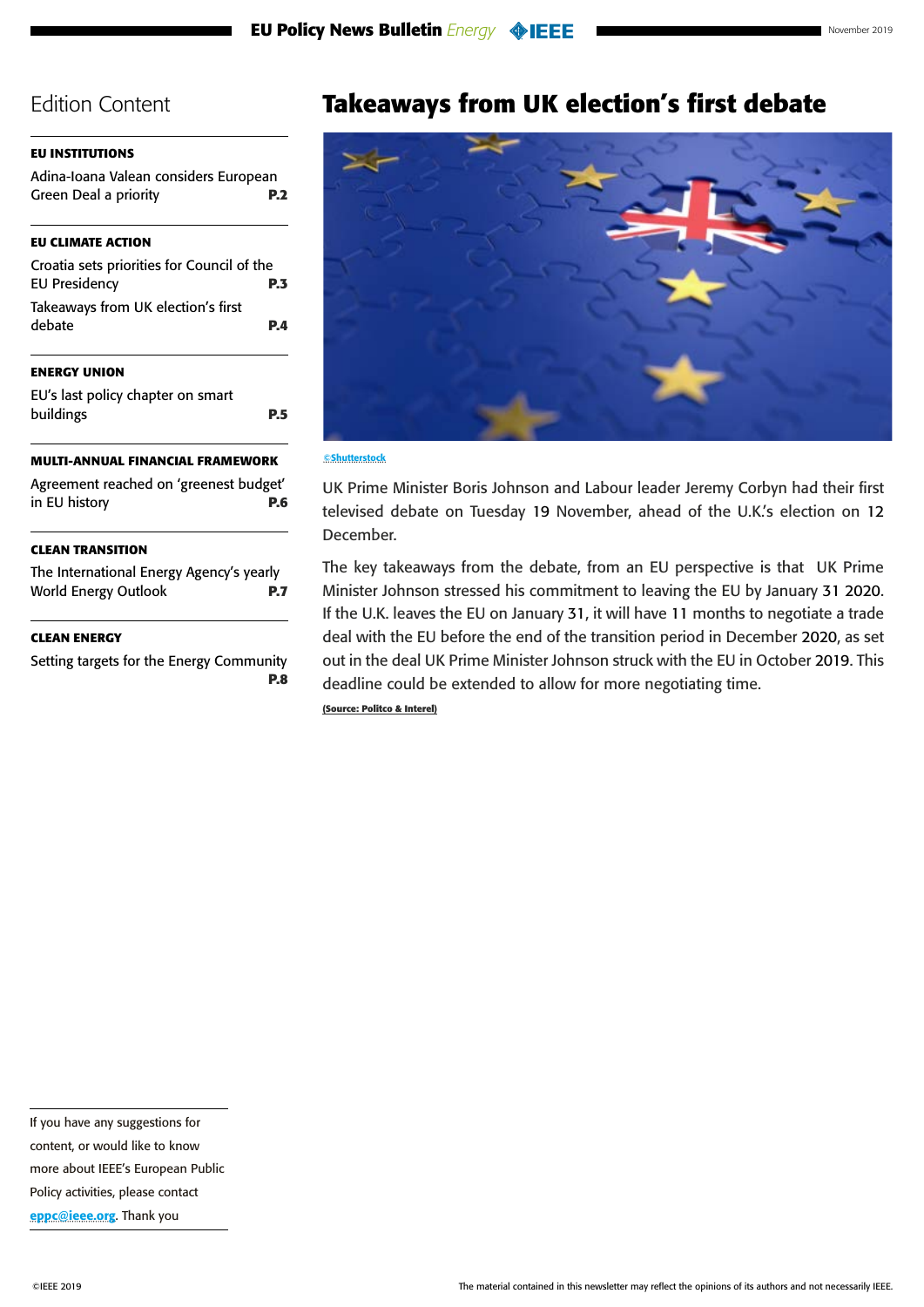## Edition Content

**EU INSTITUTIONS**

Adina-Ioana Valean considers European Green Deal a priority **P.2**

**EU CLIMATE ACTION**

Croatia sets priorities for Council of the EU Presidency **P.3**

Takeaways from UK election's first debate **P.4**

**ENERGY UNION**

EU's last policy chapter on smart buildings **P.5**

**MULTI-ANNUAL FINANCIAL FRAMEWORK**

Agreement reached on 'greenest budget' in EU history **P.6**

**CLEAN TRANSITION**

The International Energy Agency's yearly World Energy Outlook **P.7**

**CLEAN ENERGY**

Setting targets for the Energy Community **P.8**

# Takeaways from UK election's first debate

©Shutterstock

UK Prime Minister Boris Johnson and Labour leader Jeremy Corbyn had their first televised debate on Tuesday 19 November, ahead of the U.K.'s election on 12 December.

The key takeaways from the debate, from an EU perspective is that UK Prime Minister Johnson stressed his commitment to leaving the EU by January 31 2020. If the U.K. leaves the EU on January 31, it will have 11 months to negotiate a trade deal with the EU before the end of the transition period in December 2020, as set out in the deal UK Prime Minister Johnson struck with the EU in October 2019. This deadline could be extended to allow for more negotiating time.

(Source: Politco & Interel)

If you have any suggestions for content, or would like to know more about IEEE's European Public Policy activities, please contact eppc@ieee.org. Thank you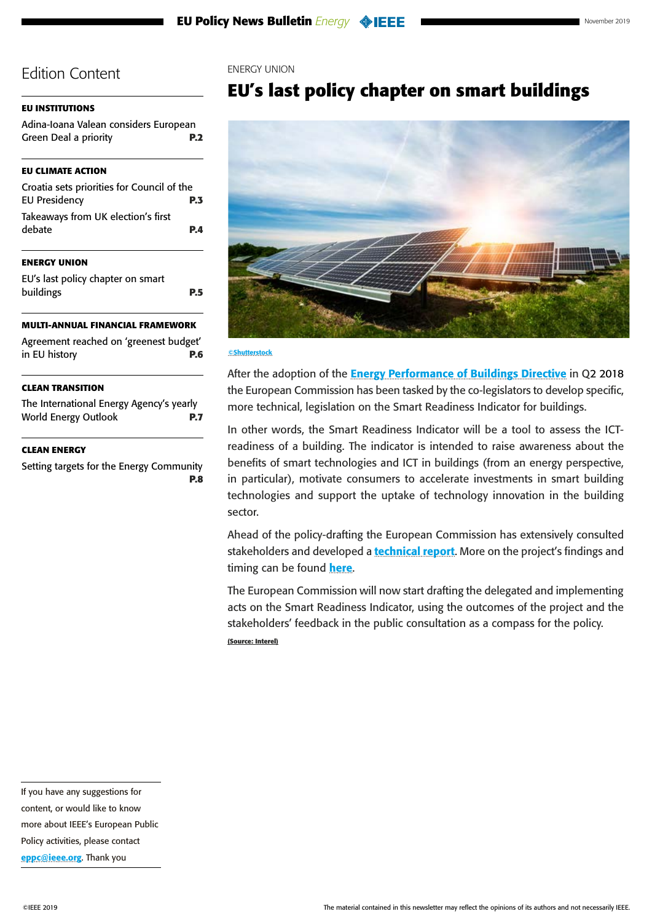## Edition Content

**EU INSTITUTIONS**

Adina-Ioana Valean considers European Green Deal a priority **P.2**

**EU CLIMATE ACTION**

Croatia sets priorities for Council of the EU Presidency **P.3**

Takeaways from UK election's first debate **P.4**

**ENERGY UNION**

EU's last policy chapter on smart buildings **P.5**

**MULTI-ANNUAL FINANCIAL FRAMEWORK**

Agreement reached on 'greenest budget' in EU history **P.6**

**CLEAN TRANSITION**

The International Energy Agency's yearly World Energy Outlook **P.7**

**CLEAN ENERGY**

Setting targets for the Energy Community **P.8**

ENERGY UNION

# EU's last policy chapter on smart buildings

©Shutterstock

After the adoption of the **Energy Performance of Buildings Directive** in Q2 2018 the European Commission has been tasked by the co-legislators to develop specific, more technical, legislation on the Smart Readiness Indicator for buildings.

In other words, the Smart Readiness Indicator will be a tool to assess the ICT-readiness of a building. The indicator is intended to raise awareness about the benefits of smart technologies and ICT in buildings (from an energy perspective, in particular), motivate consumers to accelerate investments in smart building technologies and support the uptake of technology innovation in the building sector.

Ahead of the policy-drafting the European Commission has extensively consulted stakeholders and developed a **technical report**. More on the project's findings and timing can be found **here**.

The European Commission will now start drafting the delegated and implementing acts on the Smart Readiness Indicator, using the outcomes of the project and the stakeholders' feedback in the public consultation as a compass for the policy.

**(Source: Interel)**

If you have any suggestions for content, or would like to know more about IEEE's European Public Policy activities, please contact **eppc@ieee.org**. Thank you

©IEEE 2019

The material contained in this newsletter may reflect the opinions of its authors and not necessarily IEEE.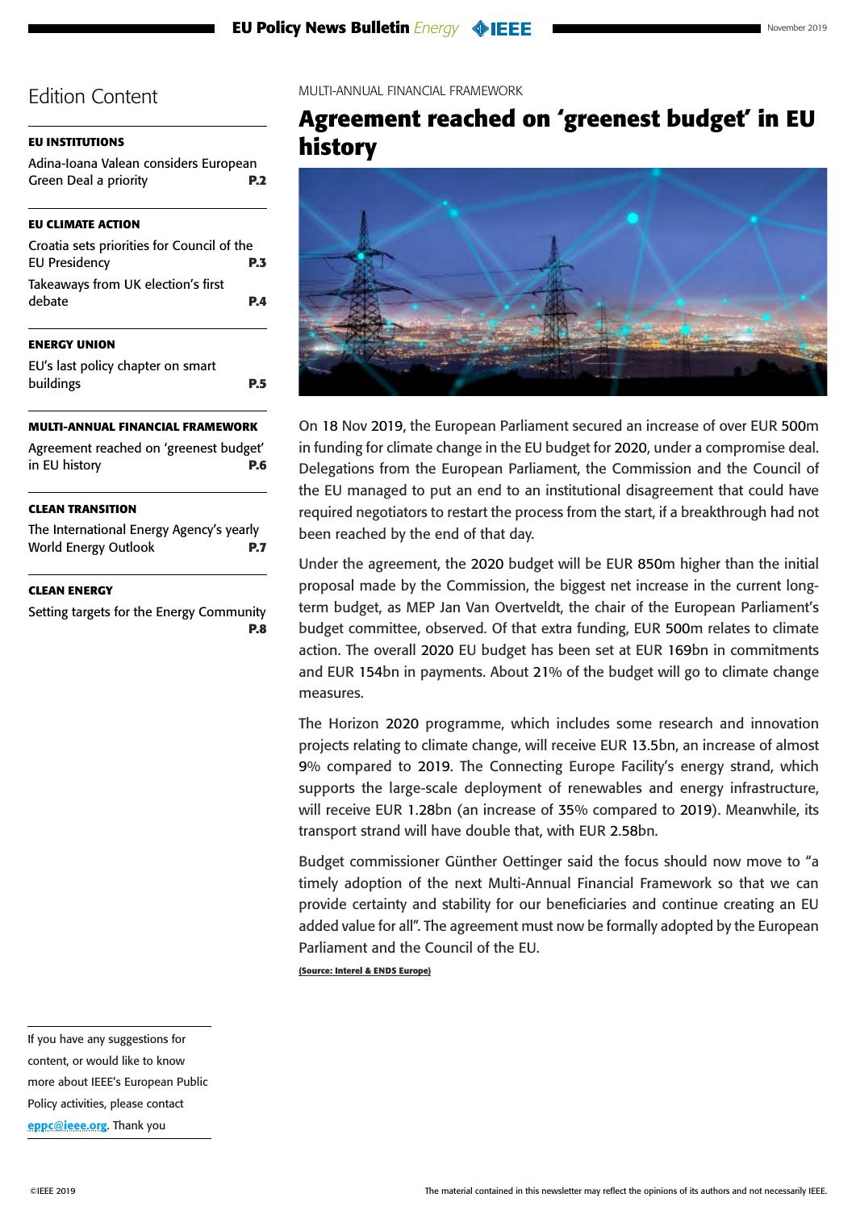## Edition Content

**EU INSTITUTIONS**

Adina-Ioana Valean considers European Green Deal a priority **P.2**

**EU CLIMATE ACTION**

Croatia sets priorities for Council of the EU Presidency **P.3**

Takeaways from UK election's first debate **P.4**

**ENERGY UNION**

EU's last policy chapter on smart buildings **P.5**

**MULTI-ANNUAL FINANCIAL FRAMEWORK**

Agreement reached on 'greenest budget' in EU history **P.6**

**CLEAN TRANSITION**

The International Energy Agency's yearly World Energy Outlook **P.7**

**CLEAN ENERGY**

Setting targets for the Energy Community **P.8**

If you have any suggestions for content, or would like to know more about IEEE's European Public Policy activities, please contact eppc@ieee.org. Thank you

MULTI-ANNUAL FINANCIAL FRAMEWORK

# Agreement reached on 'greenest budget' in EU history

On 18 Nov 2019, the European Parliament secured an increase of over EUR 500m in funding for climate change in the EU budget for 2020, under a compromise deal. Delegations from the European Parliament, the Commission and the Council of the EU managed to put an end to an institutional disagreement that could have required negotiators to restart the process from the start, if a breakthrough had not been reached by the end of that day.

Under the agreement, the 2020 budget will be EUR 850m higher than the initial proposal made by the Commission, the biggest net increase in the current long-term budget, as MEP Jan Van Overtveldt, the chair of the European Parliament's budget committee, observed. Of that extra funding, EUR 500m relates to climate action. The overall 2020 EU budget has been set at EUR 169bn in commitments and EUR 154bn in payments. About 21% of the budget will go to climate change measures.

The Horizon 2020 programme, which includes some research and innovation projects relating to climate change, will receive EUR 13.5bn, an increase of almost 9% compared to 2019. The Connecting Europe Facility's energy strand, which supports the large-scale deployment of renewables and energy infrastructure, will receive EUR 1.28bn (an increase of 35% compared to 2019). Meanwhile, its transport strand will have double that, with EUR 2.58bn.

Budget commissioner Günther Oettinger said the focus should now move to "a timely adoption of the next Multi-Annual Financial Framework so that we can provide certainty and stability for our beneficiaries and continue creating an EU added value for all". The agreement must now be formally adopted by the European Parliament and the Council of the EU.

**(Source: Interel & ENDS Europe)**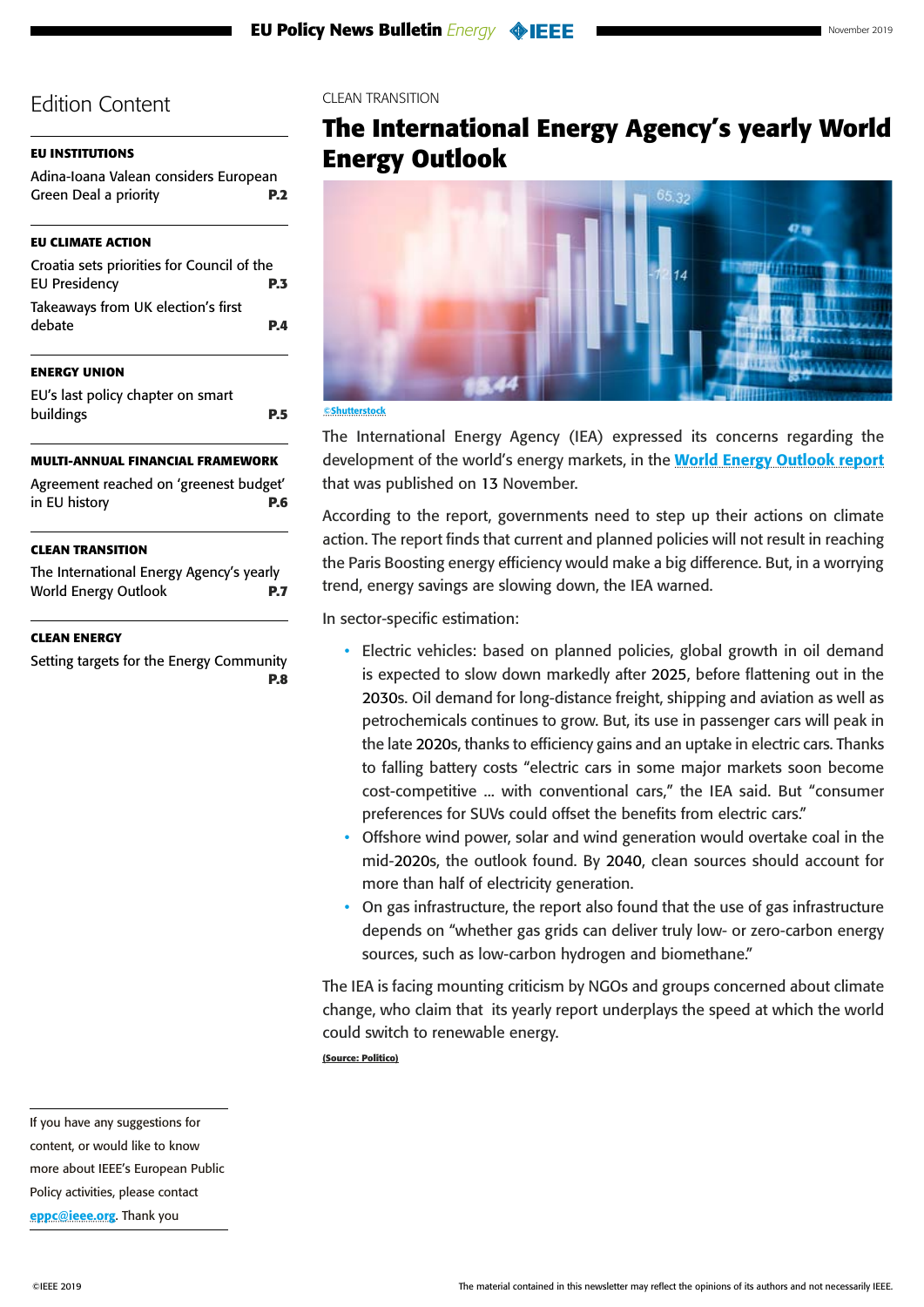## Edition Content

**EU INSTITUTIONS**

Adina-Ioana Valean considers European Green Deal a priority **P.2**

**EU CLIMATE ACTION**

Croatia sets priorities for Council of the EU Presidency **P.3**

Takeaways from UK election's first debate **P.4**

**ENERGY UNION**

EU's last policy chapter on smart buildings **P.5**

**MULTI-ANNUAL FINANCIAL FRAMEWORK**

Agreement reached on 'greenest budget' in EU history **P.6**

**CLEAN TRANSITION**

The International Energy Agency's yearly World Energy Outlook **P.7**

**CLEAN ENERGY**

Setting targets for the Energy Community **P.8**

If you have any suggestions for content, or would like to know more about IEEE's European Public Policy activities, please contact eppc@ieee.org. Thank you

CLEAN TRANSITION

# The International Energy Agency's yearly World Energy Outlook

©Shutterstock

The International Energy Agency (IEA) expressed its concerns regarding the development of the world's energy markets, in the **World Energy Outlook report** that was published on 13 November.

According to the report, governments need to step up their actions on climate action. The report finds that current and planned policies will not result in reaching the Paris Boosting energy efficiency would make a big difference. But, in a worrying trend, energy savings are slowing down, the IEA warned.

In sector-specific estimation:

- Electric vehicles: based on planned policies, global growth in oil demand is expected to slow down markedly after 2025, before flattening out in the 2030s. Oil demand for long-distance freight, shipping and aviation as well as petrochemicals continues to grow. But, its use in passenger cars will peak in the late 2020s, thanks to efficiency gains and an uptake in electric cars. Thanks to falling battery costs "electric cars in some major markets soon become cost-competitive ... with conventional cars," the IEA said. But "consumer preferences for SUVs could offset the benefits from electric cars."
- Offshore wind power, solar and wind generation would overtake coal in the mid-2020s, the outlook found. By 2040, clean sources should account for more than half of electricity generation.
- On gas infrastructure, the report also found that the use of gas infrastructure depends on "whether gas grids can deliver truly low- or zero-carbon energy sources, such as low-carbon hydrogen and biomethane."

The IEA is facing mounting criticism by NGOs and groups concerned about climate change, who claim that its yearly report underplays the speed at which the world could switch to renewable energy.

(Source: Politico)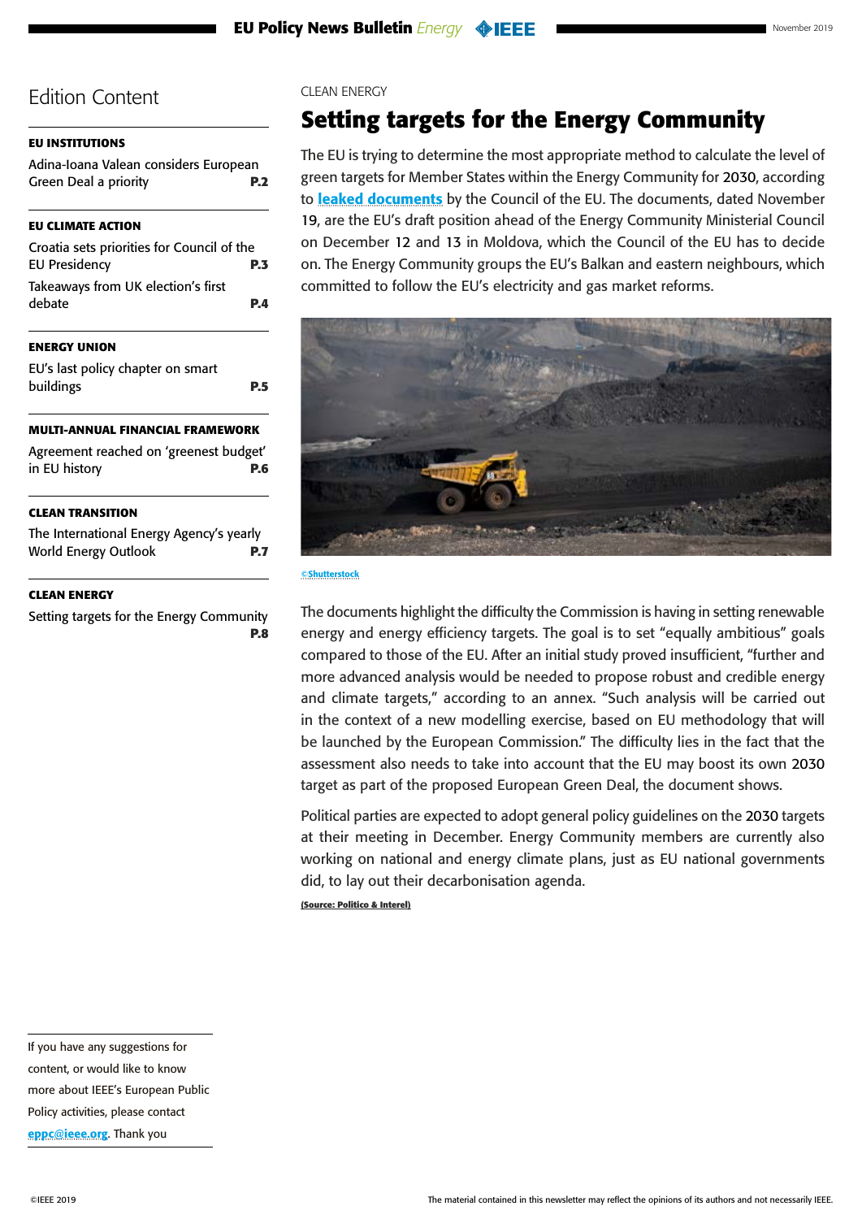## Edition Content

**EU INSTITUTIONS**

Adina-Ioana Valean considers European Green Deal a priority **P.2**

**EU CLIMATE ACTION**

Croatia sets priorities for Council of the EU Presidency **P.3**

Takeaways from UK election's first debate **P.4**

**ENERGY UNION**

EU's last policy chapter on smart buildings **P.5**

**MULTI-ANNUAL FINANCIAL FRAMEWORK**

Agreement reached on 'greenest budget' in EU history **P.6**

**CLEAN TRANSITION**

The International Energy Agency's yearly World Energy Outlook **P.7**

**CLEAN ENERGY**

Setting targets for the Energy Community **P.8**

If you have any suggestions for content, or would like to know more about IEEE's European Public Policy activities, please contact eppc@ieee.org. Thank you

CLEAN ENERGY

# Setting targets for the Energy Community

The EU is trying to determine the most appropriate method to calculate the level of green targets for Member States within the Energy Community for 2030, according to **leaked documents** by the Council of the EU. The documents, dated November 19, are the EU's draft position ahead of the Energy Community Ministerial Council on December 12 and 13 in Moldova, which the Council of the EU has to decide on. The Energy Community groups the EU's Balkan and eastern neighbours, which committed to follow the EU's electricity and gas market reforms.

©Shutterstock

The documents highlight the difficulty the Commission is having in setting renewable energy and energy efficiency targets. The goal is to set "equally ambitious" goals compared to those of the EU. After an initial study proved insufficient, "further and more advanced analysis would be needed to propose robust and credible energy and climate targets," according to an annex. "Such analysis will be carried out in the context of a new modelling exercise, based on EU methodology that will be launched by the European Commission." The difficulty lies in the fact that the assessment also needs to take into account that the EU may boost its own 2030 target as part of the proposed European Green Deal, the document shows.

Political parties are expected to adopt general policy guidelines on the 2030 targets at their meeting in December. Energy Community members are currently also working on national and energy climate plans, just as EU national governments did, to lay out their decarbonisation agenda.

(Source: Politico & Interel)

©IEEE 2019

The material contained in this newsletter may reflect the opinions of its authors and not necessarily IEEE.